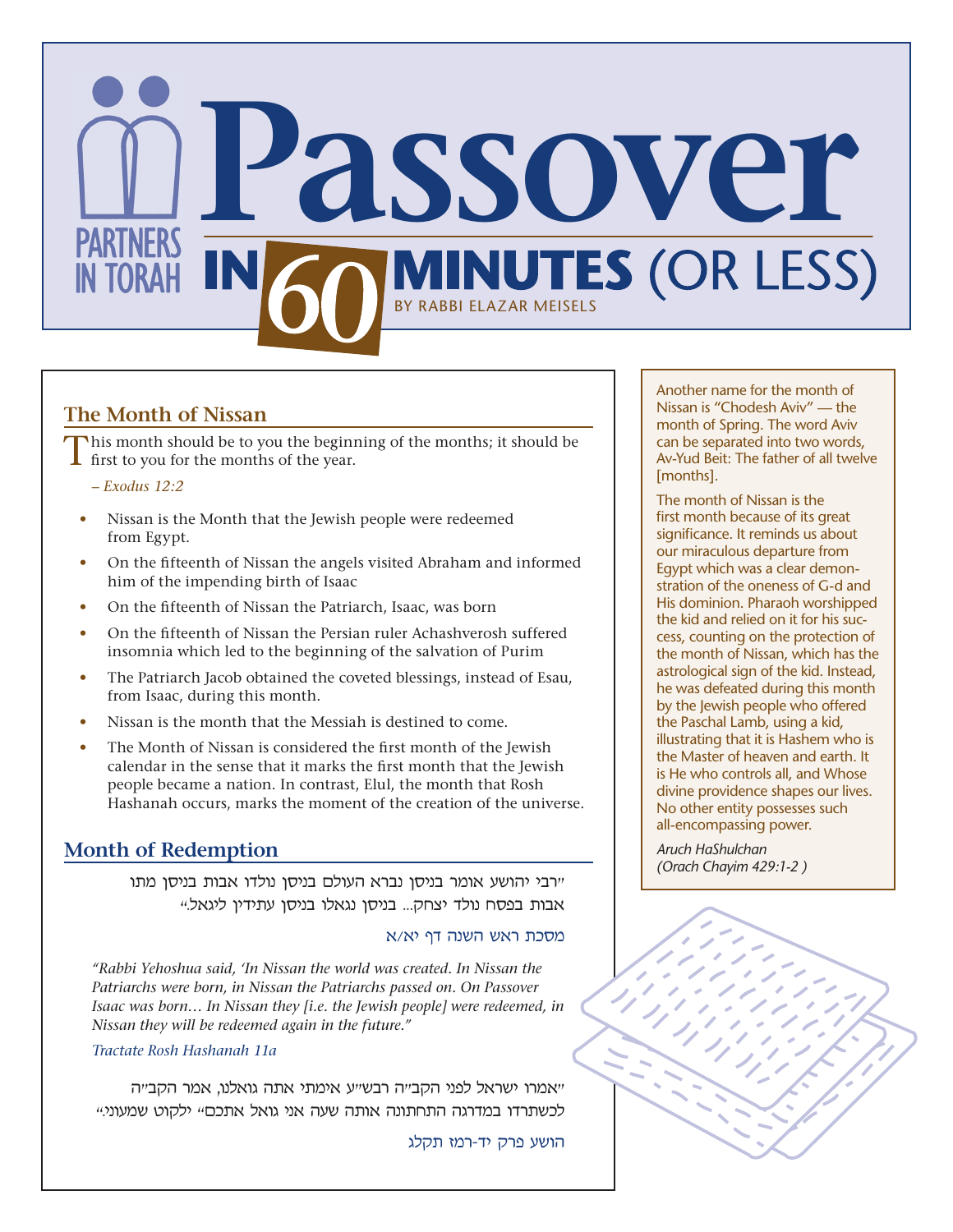# Passover in 60 Minutes (or less)

PARTNERS IN TORAH

BY RABBI ELAZAR MEISELS

## The Month of Nissan

This month should be to you the beginning of the months; it should be first to you for the months of the year.

*– Exodus 12:2*

- Nissan is the Month that the Jewish people were redeemed from Egypt.
- On the fifteenth of Nissan the angels visited Abraham and informed him of the impending birth of Isaac
- On the fifteenth of Nissan the Patriarch, Isaac, was born
- On the fifteenth of Nissan the Persian ruler Achashverosh suffered insomnia which led to the beginning of the salvation of Purim
- The Patriarch Jacob obtained the coveted blessings, instead of Esau, from Isaac, during this month.
- Nissan is the month that the Messiah is destined to come.
- The Month of Nissan is considered the first month of the Jewish calendar in the sense that it marks the first month that the Jewish people became a nation. In contrast, Elul, the month that Rosh Hashanah occurs, marks the moment of the creation of the universe.

## Month of Redemption

"רבי יהושע אומר בניסן נברא העולם בניסן נולדו אבות בניסן מתו אבות בפסח נולד יצחק... בניסן נגאלו בניסן עתידין ליגאל."

מסכת ראש השנה דף יא/א

*"Rabbi Yehoshua said, 'In Nissan the world was created. In Nissan the Patriarchs were born, in Nissan the Patriarchs passed on. On Passover Isaac was born… In Nissan they [i.e. the Jewish people] were redeemed, in Nissan they will be redeemed again in the future."*

*Tractate Rosh Hashanah 11a*

"אמרו ישראל לפני הקב"ה רבש"ע אימתי אתה גואלנו, אמר הקב"ה לכשתרדו במדרגה התחתונה אותה שעה אני גואל אתכם" ילקוט שמעוני:

הושע פרק יד-רמז תקלג

---

Another name for the month of Nissan is "Chodesh Aviv" — the month of Spring. The word Aviv can be separated into two words, Av-Yud Beit: The father of all twelve [months].

The month of Nissan is the first month because of its great significance. It reminds us about our miraculous departure from Egypt which was a clear demonstration of the oneness of G-d and His dominion. Pharaoh worshipped the kid and relied on it for his success, counting on the protection of the month of Nissan, which has the astrological sign of the kid. Instead, he was defeated during this month by the Jewish people who offered the Paschal Lamb, using a kid, illustrating that it is Hashem who is the Master of heaven and earth. It is He who controls all, and Whose divine providence shapes our lives. No other entity possesses such all-encompassing power.

*Aruch HaShulchan (Orach Chayim 429:1-2 )*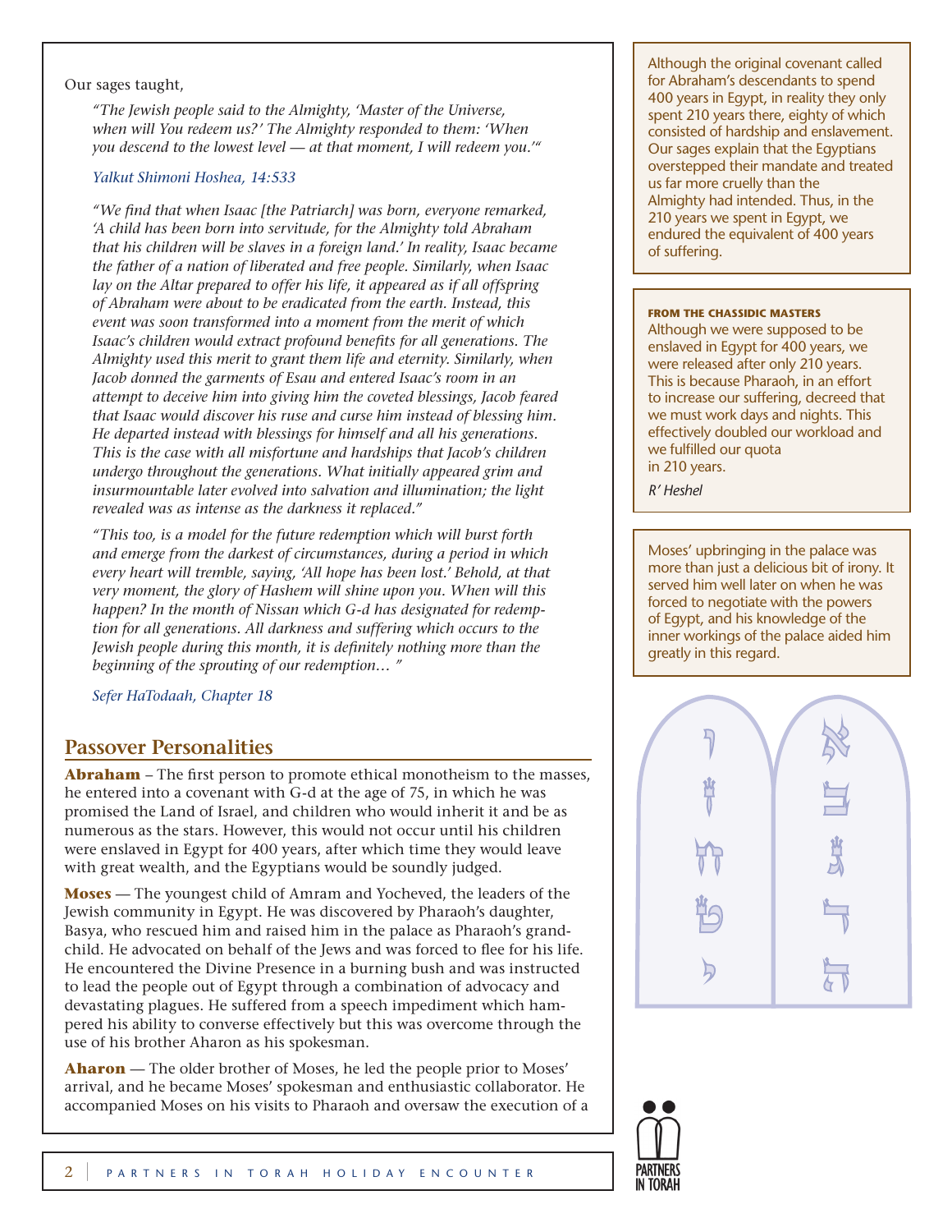Our sages taught,

> *"The Jewish people said to the Almighty, 'Master of the Universe, when will You redeem us?' The Almighty responded to them: 'When you descend to the lowest level — at that moment, I will redeem you.'"*
>
> *Yalkut Shimoni Hoshea, 14:533*

> *"We find that when Isaac [the Patriarch] was born, everyone remarked, 'A child has been born into servitude, for the Almighty told Abraham that his children will be slaves in a foreign land.' In reality, Isaac became the father of a nation of liberated and free people. Similarly, when Isaac lay on the Altar prepared to offer his life, it appeared as if all offspring of Abraham were about to be eradicated from the earth. Instead, this event was soon transformed into a moment from the merit of which Isaac's children would extract profound benefits for all generations. The Almighty used this merit to grant them life and eternity. Similarly, when Jacob donned the garments of Esau and entered Isaac's room in an attempt to deceive him into giving him the coveted blessings, Jacob feared that Isaac would discover his ruse and curse him instead of blessing him. He departed instead with blessings for himself and all his generations. This is the case with all misfortune and hardships that Jacob's children undergo throughout the generations. What initially appeared grim and insurmountable later evolved into salvation and illumination; the light revealed was as intense as the darkness it replaced."*
>
> *"This too, is a model for the future redemption which will burst forth and emerge from the darkest of circumstances, during a period in which every heart will tremble, saying, 'All hope has been lost.' Behold, at that very moment, the glory of Hashem will shine upon you. When will this happen? In the month of Nissan which G-d has designated for redemption for all generations. All darkness and suffering which occurs to the Jewish people during this month, it is definitely nothing more than the beginning of the sprouting of our redemption… "*
>
> *Sefer HaTodaah, Chapter 18*

## Passover Personalities

**Abraham** – The first person to promote ethical monotheism to the masses, he entered into a covenant with G-d at the age of 75, in which he was promised the Land of Israel, and children who would inherit it and be as numerous as the stars. However, this would not occur until his children were enslaved in Egypt for 400 years, after which time they would leave with great wealth, and the Egyptians would be soundly judged.

**Moses** — The youngest child of Amram and Yocheved, the leaders of the Jewish community in Egypt. He was discovered by Pharaoh's daughter, Basya, who rescued him and raised him in the palace as Pharaoh's grandchild. He advocated on behalf of the Jews and was forced to flee for his life. He encountered the Divine Presence in a burning bush and was instructed to lead the people out of Egypt through a combination of advocacy and devastating plagues. He suffered from a speech impediment which hampered his ability to converse effectively but this was overcome through the use of his brother Aharon as his spokesman.

**Aharon** — The older brother of Moses, he led the people prior to Moses' arrival, and he became Moses' spokesman and enthusiastic collaborator. He accompanied Moses on his visits to Pharaoh and oversaw the execution of a

---

Although the original covenant called for Abraham's descendants to spend 400 years in Egypt, in reality they only spent 210 years there, eighty of which consisted of hardship and enslavement. Our sages explain that the Egyptians overstepped their mandate and treated us far more cruelly than the Almighty had intended. Thus, in the 210 years we spent in Egypt, we endured the equivalent of 400 years of suffering.

---

**FROM THE CHASSIDIC MASTERS**

Although we were supposed to be enslaved in Egypt for 400 years, we were released after only 210 years. This is because Pharaoh, in an effort to increase our suffering, decreed that we must work days and nights. This effectively doubled our workload and we fulfilled our quota in 210 years.

*R' Heshel*

---

Moses' upbringing in the palace was more than just a delicious bit of irony. It served him well later on when he was forced to negotiate with the powers of Egypt, and his knowledge of the inner workings of the palace aided him greatly in this regard.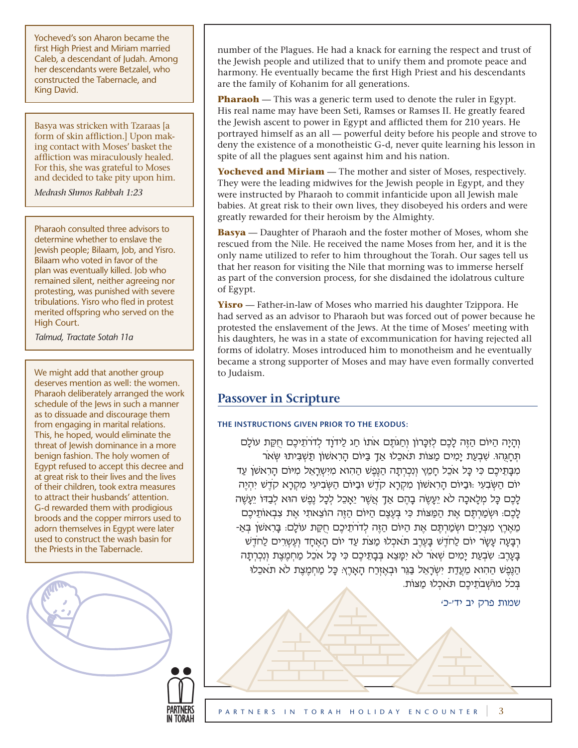number of the Plagues. He had a knack for earning the respect and trust of the Jewish people and utilized that to unify them and promote peace and harmony. He eventually became the first High Priest and his descendants are the family of Kohanim for all generations.

**Pharaoh** — This was a generic term used to denote the ruler in Egypt. His real name may have been Seti, Ramses or Ramses II. He greatly feared the Jewish ascent to power in Egypt and afflicted them for 210 years. He portrayed himself as an all — powerful deity before his people and strove to deny the existence of a monotheistic G-d, never quite learning his lesson in spite of all the plagues sent against him and his nation.

**Yocheved and Miriam** — The mother and sister of Moses, respectively. They were the leading midwives for the Jewish people in Egypt, and they were instructed by Pharaoh to commit infanticide upon all Jewish male babies. At great risk to their own lives, they disobeyed his orders and were greatly rewarded for their heroism by the Almighty.

**Basya** — Daughter of Pharaoh and the foster mother of Moses, whom she rescued from the Nile. He received the name Moses from her, and it is the only name utilized to refer to him throughout the Torah. Our sages tell us that her reason for visiting the Nile that morning was to immerse herself as part of the conversion process, for she disdained the idolatrous culture of Egypt.

**Yisro** — Father-in-law of Moses who married his daughter Tzippora. He had served as an advisor to Pharaoh but was forced out of power because he protested the enslavement of the Jews. At the time of Moses' meeting with his daughters, he was in a state of excommunication for having rejected all forms of idolatry. Moses introduced him to monotheism and he eventually became a strong supporter of Moses and may have even formally converted to Judaism.

Yocheved's son Aharon became the first High Priest and Miriam married Caleb, a descendant of Judah. Among her descendants were Betzalel, who constructed the Tabernacle, and King David.

Basya was stricken with Tzaraas [a form of skin affliction.] Upon making contact with Moses' basket the affliction was miraculously healed. For this, she was grateful to Moses and decided to take pity upon him.

*Medrash Shmos Rabbah 1:23*

Pharaoh consulted three advisors to determine whether to enslave the Jewish people; Bilaam, Job, and Yisro. Bilaam who voted in favor of the plan was eventually killed. Job who remained silent, neither agreeing nor protesting, was punished with severe tribulations. Yisro who fled in protest merited offspring who served on the High Court.

*Talmud, Tractate Sotah 11a*

We might add that another group deserves mention as well: the women. Pharaoh deliberately arranged the work schedule of the Jews in such a manner as to dissuade and discourage them from engaging in marital relations. This, he hoped, would eliminate the threat of Jewish dominance in a more benign fashion. The holy women of Egypt refused to accept this decree and at great risk to their lives and the lives of their children, took extra measures to attract their husbands' attention. G-d rewarded them with prodigious broods and the copper mirrors used to adorn themselves in Egypt were later used to construct the wash basin for the Priests in the Tabernacle.

## Passover in Scripture

**THE INSTRUCTIONS GIVEN PRIOR TO THE EXODUS:**

וְהָיָה הַיּוֹם הַזֶּה לָכֶם לְזִכָּרוֹן וְחַגֹּתֶם אֹתוֹ חַג לַידֹוָד לְדֹרֹתֵיכֶם חֻקַּת עוֹלָם תְּחָגֻּהוּ: שִׁבְעַת יָמִים מַצּוֹת תֹּאכֵלוּ אַךְ בַּיּוֹם הָרִאשׁוֹן תַּשְׁבִּיתוּ שְּׂאֹר מִבָּתֵּיכֶם כִּי כָּל אֹכֵל חָמֵץ וְנִכְרְתָה הַנֶּפֶשׁ הַהִוא מִיִּשְׂרָאֵל מִיּוֹם הָרִאשֹׁן עַד יוֹם הַשְּׁבִעִי: וּבַיּוֹם הָרִאשׁוֹן מִקְרָא קֹדֶשׁ וּבַיּוֹם הַשְּׁבִיעִי מִקְרָא קֹדֶשׁ יִהְיֶה לָכֶם כָּל מְלָאכָה לֹא יֵעָשֶׂה בָהֶם אַךְ אֲשֶׁר יֵאָכֵל לְכָל נֶפֶשׁ הוּא לְבַדּוֹ יֵעָשֶׂה לָכֶם: וּשְׁמַרְתֶּם אֶת הַמַּצּוֹת כִּי בְּעֶצֶם הַיּוֹם הַזֶּה הוֹצֵאתִי אֶת צִבְאוֹתֵיכֶם מֵאֶרֶץ מִצְרָיִם וּשְׁמַרְתֶּם אֶת הַיּוֹם הַזֶּה לְדֹרֹתֵיכֶם חֻקַּת עוֹלָם: בָּרִאשֹׁן בְּאַרְבָּעָה עָשָׂר יוֹם לַחֹדֶשׁ בָּעֶרֶב תֹּאכְלוּ מַצֹּת עַד יוֹם הָאֶחָד וְעֶשְׂרִים לַחֹדֶשׁ בָּעָרֶב: שִׁבְעַת יָמִים שְׂאֹר לֹא יִמָּצֵא בְּבָתֵּיכֶם כִּי כָּל אֹכֵל מַחְמֶצֶת וְנִכְרְתָה הַנֶּפֶשׁ הַהִוא מֵעֲדַת יִשְׂרָאֵל בַּגֵּר וּבְאֶזְרַח הָאָרֶץ: כָּל מַחְמֶצֶת לֹא תֹאכֵלוּ בְּכֹל מוֹשְׁבֹתֵיכֶם תֹּאכְלוּ מַצּוֹת.

שמות פרק יב יד׳-כ׳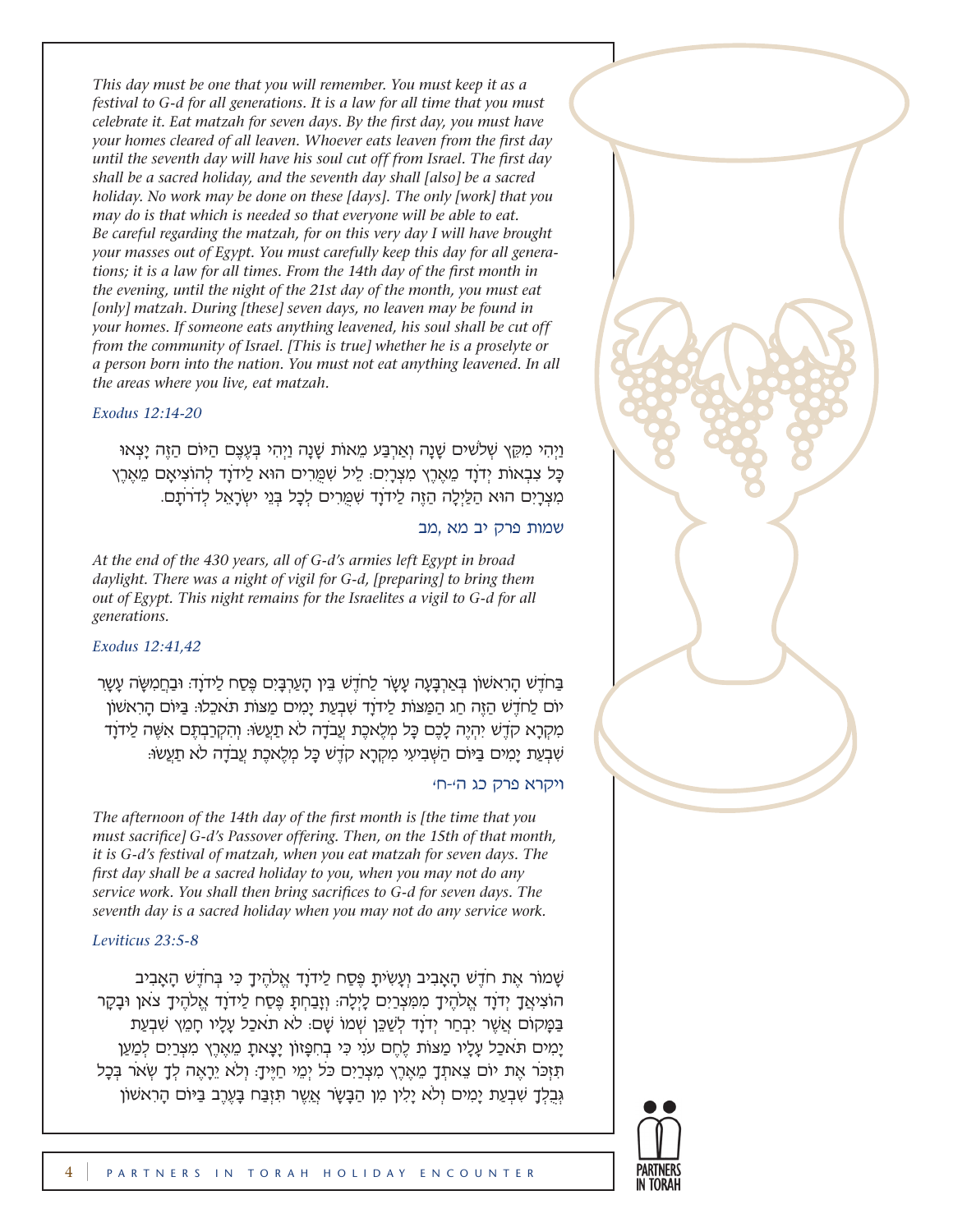*This day must be one that you will remember. You must keep it as a festival to G-d for all generations. It is a law for all time that you must celebrate it. Eat matzah for seven days. By the first day, you must have your homes cleared of all leaven. Whoever eats leaven from the first day until the seventh day will have his soul cut off from Israel. The first day shall be a sacred holiday, and the seventh day shall [also] be a sacred holiday. No work may be done on these [days]. The only [work] that you may do is that which is needed so that everyone will be able to eat. Be careful regarding the matzah, for on this very day I will have brought your masses out of Egypt. You must carefully keep this day for all generations; it is a law for all times. From the 14th day of the first month in the evening, until the night of the 21st day of the month, you must eat [only] matzah. During [these] seven days, no leaven may be found in your homes. If someone eats anything leavened, his soul shall be cut off from the community of Israel. [This is true] whether he is a proselyte or a person born into the nation. You must not eat anything leavened. In all the areas where you live, eat matzah.*

*Exodus 12:14-20*

וַיְהִי מִקֵּץ שְׁלֹשִׁים שָׁנָה וְאַרְבַּע מֵאוֹת שָׁנָה וַיְהִי בְּעֶצֶם הַיּוֹם הַזֶּה יָצְאוּ כָּל צִבְאוֹת יְדֹוָד מֵאֶרֶץ מִצְרָיִם: לֵיל שִׁמֻּרִים הוּא לַידֹוָד לְהוֹצִיאָם מֵאֶרֶץ מִצְרָיִם הוּא הַלַּיְלָה הַזֶּה לַידֹוָד שִׁמֻּרִים לְכָל בְּנֵי יִשְׂרָאֵל לְדֹרֹתָם.

שמות פרק יב מא ,מב

*At the end of the 430 years, all of G-d's armies left Egypt in broad daylight. There was a night of vigil for G-d, [preparing] to bring them out of Egypt. This night remains for the Israelites a vigil to G-d for all generations.*

*Exodus 12:41,42*

בַּחֹדֶשׁ הָרִאשׁוֹן בְּאַרְבָּעָה עָשָׂר לַחֹדֶשׁ בֵּין הָעַרְבָּיִם פֶּסַח לַידֹוָד: וּבַחֲמִשָּׁה עָשָׂר יוֹם לַחֹדֶשׁ הַזֶּה חַג הַמַּצּוֹת לַידֹוָד שִׁבְעַת יָמִים מַצּוֹת תֹּאכֵלוּ: בַּיּוֹם הָרִאשׁוֹן מִקְרָא קֹדֶשׁ יִהְיֶה לָכֶם כָּל מְלֶאכֶת עֲבֹדָה לֹא תַעֲשׂוּ: וְהִקְרַבְתֶּם אִשֶּׁה לַידֹוָד שִׁבְעַת יָמִים בַּיּוֹם הַשְּׁבִיעִי מִקְרָא קֹדֶשׁ כָּל מְלֶאכֶת עֲבֹדָה לֹא תַעֲשׂוּ:

ויקרא פרק כג ה׳-ח׳

*The afternoon of the 14th day of the first month is [the time that you must sacrifice] G-d's Passover offering. Then, on the 15th of that month, it is G-d's festival of matzah, when you eat matzah for seven days. The first day shall be a sacred holiday to you, when you may not do any service work. You shall then bring sacrifices to G-d for seven days. The seventh day is a sacred holiday when you may not do any service work.*

*Leviticus 23:5-8*

שָׁמוֹר אֶת חֹדֶשׁ הָאָבִיב וְעָשִׂיתָ פֶּסַח לַידֹוָד אֱלֹהֶיךָ כִּי בְּחֹדֶשׁ הָאָבִיב הוֹצִיאֲךָ יְדֹוָד אֱלֹהֶיךָ מִמִּצְרַיִם לָיְלָה: וְזָבַחְתָּ פֶּסַח לַידֹוָד אֱלֹהֶיךָ צֹאן וּבָקָר בַּמָּקוֹם אֲשֶׁר יִבְחַר יְדֹוָד לְשַׁכֵּן שְׁמוֹ שָׁם: לֹא תֹאכַל עָלָיו חָמֵץ שִׁבְעַת יָמִים תֹּאכַל עָלָיו מַצּוֹת לֶחֶם עֹנִי כִּי בְחִפָּזוֹן יָצָאתָ מֵאֶרֶץ מִצְרַיִם לְמַעַן תִּזְכֹּר אֶת יוֹם צֵאתְךָ מֵאֶרֶץ מִצְרַיִם כֹּל יְמֵי חַיֶּיךָ: וְלֹא יֵרָאֶה לְךָ שְׂאֹר בְּכָל גְּבֻלְךָ שִׁבְעַת יָמִים וְלֹא יָלִין מִן הַבָּשָׂר אֲשֶׁר תִּזְבַּח בָּעֶרֶב בַּיּוֹם הָרִאשׁוֹן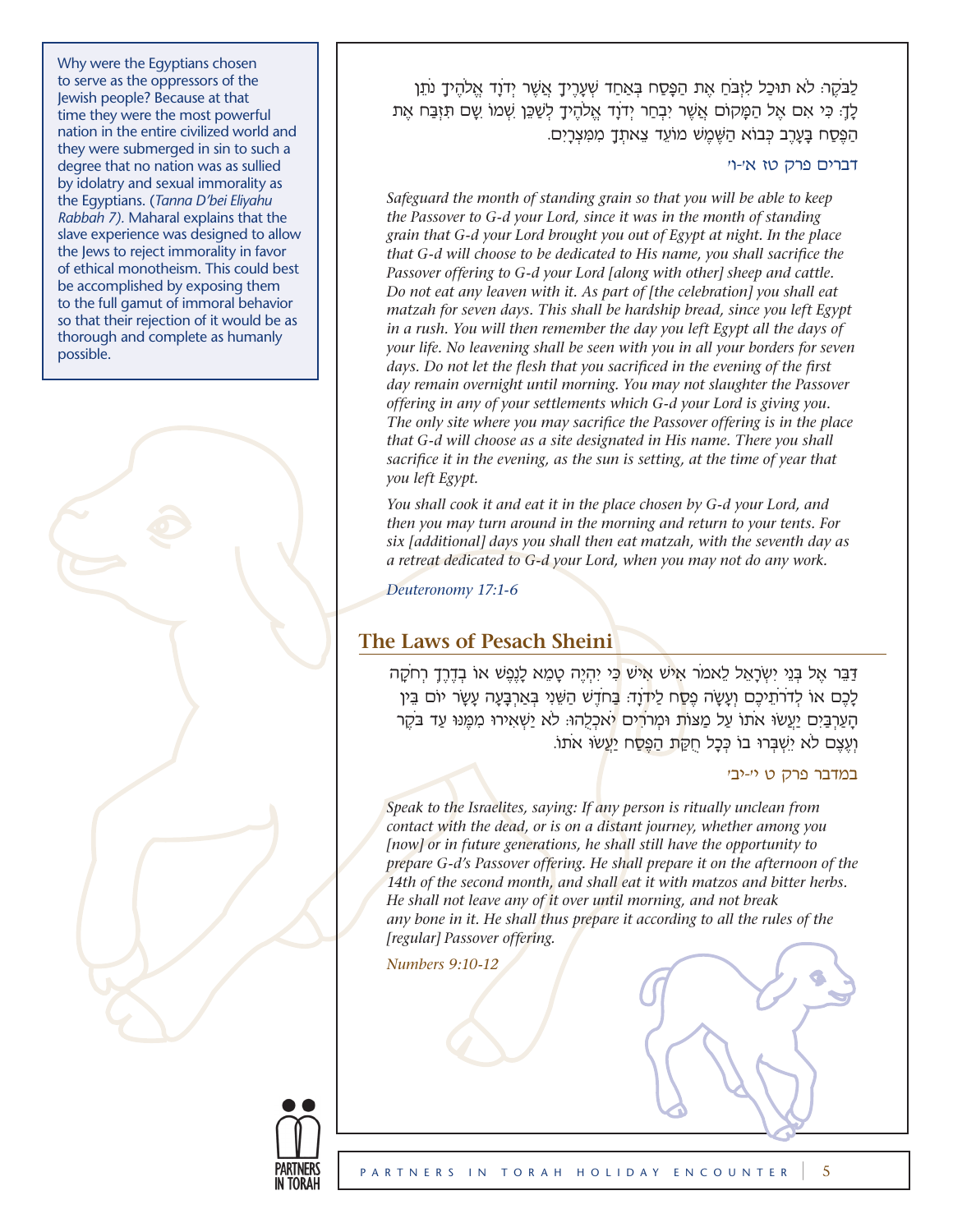Why were the Egyptians chosen to serve as the oppressors of the Jewish people? Because at that time they were the most powerful nation in the entire civilized world and they were submerged in sin to such a degree that no nation was as sullied by idolatry and sexual immorality as the Egyptians. (*Tanna D'bei Eliyahu Rabbah 7).* Maharal explains that the slave experience was designed to allow the Jews to reject immorality in favor of ethical monotheism. This could best be accomplished by exposing them to the full gamut of immoral behavior so that their rejection of it would be as thorough and complete as humanly possible.

לַבֹּקֶר: לֹא תוּכַל לִזְבֹּחַ אֶת הַפָּסַח בְּאַחַד שְׁעָרֶיךָ אֲשֶׁר יְדֹוָד אֱלֹהֶיךָ נֹתֵן לָךְ: כִּי אִם אֶל הַמָּקוֹם אֲשֶׁר יִבְחַר יְדֹוָד אֱלֹהֶיךָ לְשַׁכֵּן שְׁמוֹ שָׁם תִּזְבַּח אֶת הַפֶּסַח בָּעָרֶב כְּבוֹא הַשֶּׁמֶשׁ מוֹעֵד צֵאתְךָ מִמִּצְרָיִם.

דברים פרק טז א׳-ו׳

*Safeguard the month of standing grain so that you will be able to keep the Passover to G-d your Lord, since it was in the month of standing grain that G-d your Lord brought you out of Egypt at night. In the place that G-d will choose to be dedicated to His name, you shall sacrifice the Passover offering to G-d your Lord [along with other] sheep and cattle. Do not eat any leaven with it. As part of [the celebration] you shall eat matzah for seven days. This shall be hardship bread, since you left Egypt in a rush. You will then remember the day you left Egypt all the days of your life. No leavening shall be seen with you in all your borders for seven days. Do not let the flesh that you sacrificed in the evening of the first day remain overnight until morning. You may not slaughter the Passover offering in any of your settlements which G-d your Lord is giving you. The only site where you may sacrifice the Passover offering is in the place that G-d will choose as a site designated in His name. There you shall sacrifice it in the evening, as the sun is setting, at the time of year that you left Egypt.*

*You shall cook it and eat it in the place chosen by G-d your Lord, and then you may turn around in the morning and return to your tents. For six [additional] days you shall then eat matzah, with the seventh day as a retreat dedicated to G-d your Lord, when you may not do any work.*

*Deuteronomy 17:1-6*

## The Laws of Pesach Sheini

דַּבֵּר אֶל בְּנֵי יִשְׂרָאֵל לֵאמֹר אִישׁ אִישׁ כִּי יִהְיֶה טָמֵא לָנֶפֶשׁ אוֹ בְדֶרֶךְ רְחֹקָה לָכֶם אוֹ לְדֹרֹתֵיכֶם וְעָשָׂה פֶסַח לַידֹוָד: בַּחֹדֶשׁ הַשֵּׁנִי בְּאַרְבָּעָה עָשָׂר יוֹם בֵּין הָעַרְבַּיִם יַעֲשׂוּ אֹתוֹ עַל מַצּוֹת וּמְרֹרִים יֹאכְלֻהוּ: לֹא יַשְׁאִירוּ מִמֶּנּוּ עַד בֹּקֶר וְעֶצֶם לֹא יִשְׁבְּרוּ בוֹ כְּכָל חֻקַּת הַפֶּסַח יַעֲשׂוּ אֹתוֹ.

במדבר פרק ט י׳-יב׳

*Speak to the Israelites, saying: If any person is ritually unclean from contact with the dead, or is on a distant journey, whether among you [now] or in future generations, he shall still have the opportunity to prepare G-d's Passover offering. He shall prepare it on the afternoon of the 14th of the second month, and shall eat it with matzos and bitter herbs. He shall not leave any of it over until morning, and not break any bone in it. He shall thus prepare it according to all the rules of the [regular] Passover offering.*

*Numbers 9:10-12*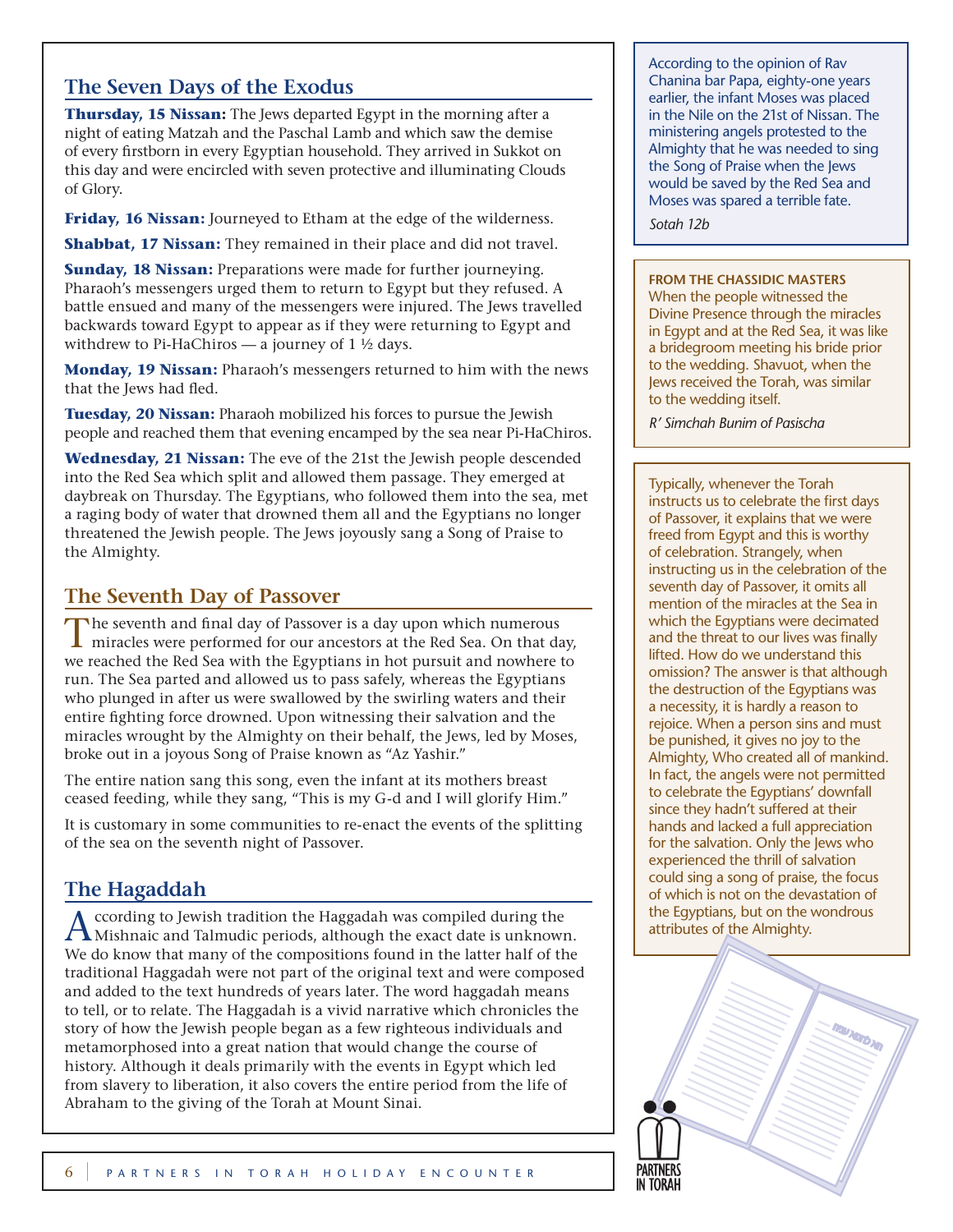## The Seven Days of the Exodus

**Thursday, 15 Nissan:** The Jews departed Egypt in the morning after a night of eating Matzah and the Paschal Lamb and which saw the demise of every firstborn in every Egyptian household. They arrived in Sukkot on this day and were encircled with seven protective and illuminating Clouds of Glory.

**Friday, 16 Nissan:** Journeyed to Etham at the edge of the wilderness.

**Shabbat, 17 Nissan:** They remained in their place and did not travel.

**Sunday, 18 Nissan:** Preparations were made for further journeying. Pharaoh's messengers urged them to return to Egypt but they refused. A battle ensued and many of the messengers were injured. The Jews travelled backwards toward Egypt to appear as if they were returning to Egypt and withdrew to Pi-HaChiros — a journey of 1 ½ days.

**Monday, 19 Nissan:** Pharaoh's messengers returned to him with the news that the Jews had fled.

**Tuesday, 20 Nissan:** Pharaoh mobilized his forces to pursue the Jewish people and reached them that evening encamped by the sea near Pi-HaChiros.

**Wednesday, 21 Nissan:** The eve of the 21st the Jewish people descended into the Red Sea which split and allowed them passage. They emerged at daybreak on Thursday. The Egyptians, who followed them into the sea, met a raging body of water that drowned them all and the Egyptians no longer threatened the Jewish people. The Jews joyously sang a Song of Praise to the Almighty.

## The Seventh Day of Passover

The seventh and final day of Passover is a day upon which numerous miracles were performed for our ancestors at the Red Sea. On that day, we reached the Red Sea with the Egyptians in hot pursuit and nowhere to run. The Sea parted and allowed us to pass safely, whereas the Egyptians who plunged in after us were swallowed by the swirling waters and their entire fighting force drowned. Upon witnessing their salvation and the miracles wrought by the Almighty on their behalf, the Jews, led by Moses, broke out in a joyous Song of Praise known as "Az Yashir."

The entire nation sang this song, even the infant at its mothers breast ceased feeding, while they sang, "This is my G-d and I will glorify Him."

It is customary in some communities to re-enact the events of the splitting of the sea on the seventh night of Passover.

## The Hagaddah

According to Jewish tradition the Haggadah was compiled during the Mishnaic and Talmudic periods, although the exact date is unknown. We do know that many of the compositions found in the latter half of the traditional Haggadah were not part of the original text and were composed and added to the text hundreds of years later. The word haggadah means to tell, or to relate. The Haggadah is a vivid narrative which chronicles the story of how the Jewish people began as a few righteous individuals and metamorphosed into a great nation that would change the course of history. Although it deals primarily with the events in Egypt which led from slavery to liberation, it also covers the entire period from the life of Abraham to the giving of the Torah at Mount Sinai.

---

According to the opinion of Rav Chanina bar Papa, eighty-one years earlier, the infant Moses was placed in the Nile on the 21st of Nissan. The ministering angels protested to the Almighty that he was needed to sing the Song of Praise when the Jews would be saved by the Red Sea and Moses was spared a terrible fate.

*Sotah 12b*

---

**FROM THE CHASSIDIC MASTERS**

When the people witnessed the Divine Presence through the miracles in Egypt and at the Red Sea, it was like a bridegroom meeting his bride prior to the wedding. Shavuot, when the Jews received the Torah, was similar to the wedding itself.

*R' Simchah Bunim of Pasischa*

---

Typically, whenever the Torah instructs us to celebrate the first days of Passover, it explains that we were freed from Egypt and this is worthy of celebration. Strangely, when instructing us in the celebration of the seventh day of Passover, it omits all mention of the miracles at the Sea in which the Egyptians were decimated and the threat to our lives was finally lifted. How do we understand this omission? The answer is that although the destruction of the Egyptians was a necessity, it is hardly a reason to rejoice. When a person sins and must be punished, it gives no joy to the Almighty, Who created all of mankind. In fact, the angels were not permitted to celebrate the Egyptians' downfall since they hadn't suffered at their hands and lacked a full appreciation for the salvation. Only the Jews who experienced the thrill of salvation could sing a song of praise, the focus of which is not on the devastation of the Egyptians, but on the wondrous attributes of the Almighty.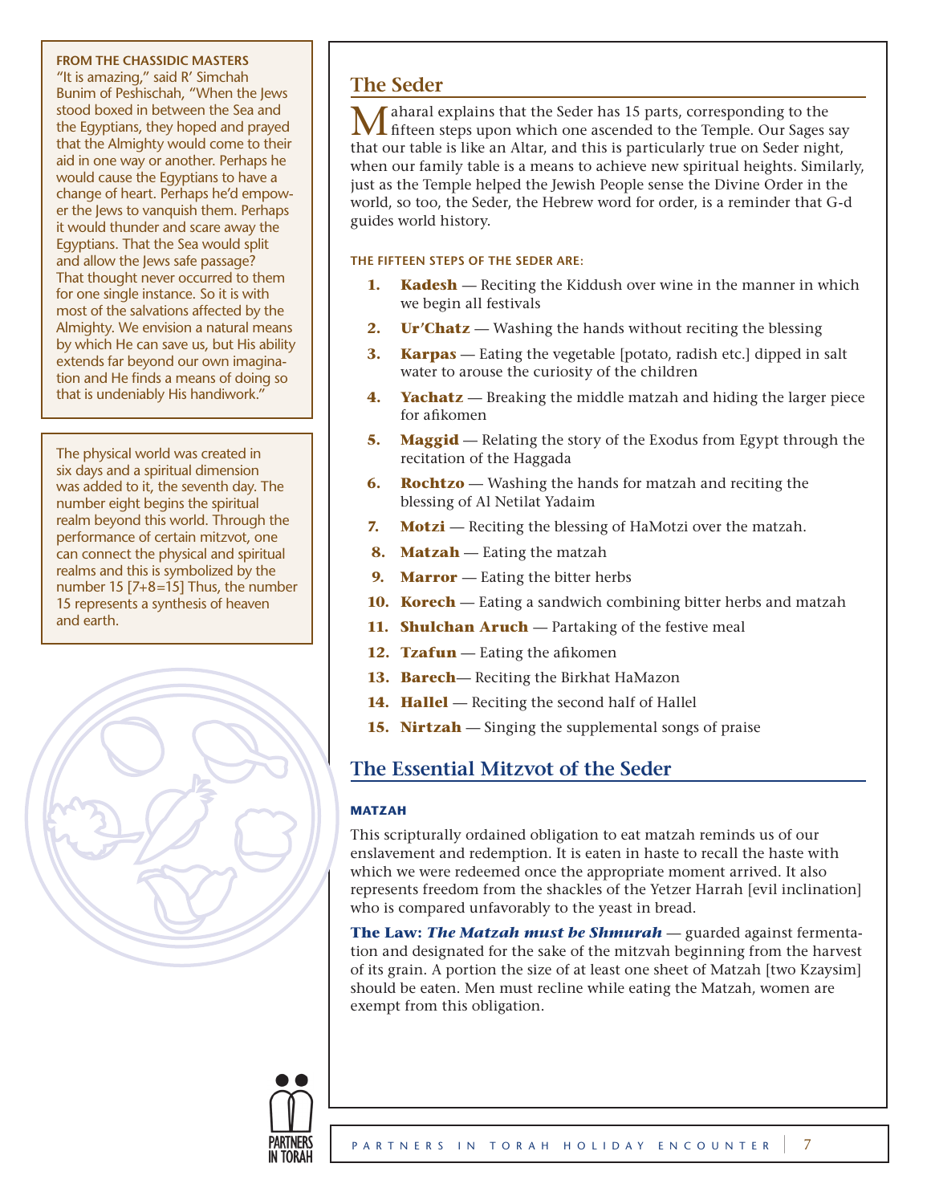**FROM THE CHASSIDIC MASTERS**

"It is amazing," said R' Simchah Bunim of Peshischah, "When the Jews stood boxed in between the Sea and the Egyptians, they hoped and prayed that the Almighty would come to their aid in one way or another. Perhaps he would cause the Egyptians to have a change of heart. Perhaps he'd empower the Jews to vanquish them. Perhaps it would thunder and scare away the Egyptians. That the Sea would split and allow the Jews safe passage? That thought never occurred to them for one single instance. So it is with most of the salvations affected by the Almighty. We envision a natural means by which He can save us, but His ability extends far beyond our own imagination and He finds a means of doing so that is undeniably His handiwork."

The physical world was created in six days and a spiritual dimension was added to it, the seventh day. The number eight begins the spiritual realm beyond this world. Through the performance of certain mitzvot, one can connect the physical and spiritual realms and this is symbolized by the number 15 [7+8=15] Thus, the number 15 represents a synthesis of heaven and earth.

## The Seder

Maharal explains that the Seder has 15 parts, corresponding to the fifteen steps upon which one ascended to the Temple. Our Sages say that our table is like an Altar, and this is particularly true on Seder night, when our family table is a means to achieve new spiritual heights. Similarly, just as the Temple helped the Jewish People sense the Divine Order in the world, so too, the Seder, the Hebrew word for order, is a reminder that G-d guides world history.

**THE FIFTEEN STEPS OF THE SEDER ARE:**

1. **Kadesh** — Reciting the Kiddush over wine in the manner in which we begin all festivals
2. **Ur'Chatz** — Washing the hands without reciting the blessing
3. **Karpas** — Eating the vegetable [potato, radish etc.] dipped in salt water to arouse the curiosity of the children
4. **Yachatz** — Breaking the middle matzah and hiding the larger piece for afikomen
5. **Maggid** — Relating the story of the Exodus from Egypt through the recitation of the Haggada
6. **Rochtzo** — Washing the hands for matzah and reciting the blessing of Al Netilat Yadaim
7. **Motzi** — Reciting the blessing of HaMotzi over the matzah.
8. **Matzah** — Eating the matzah
9. **Marror** — Eating the bitter herbs
10. **Korech** — Eating a sandwich combining bitter herbs and matzah
11. **Shulchan Aruch** — Partaking of the festive meal
12. **Tzafun** — Eating the afikomen
13. **Barech**— Reciting the Birkhat HaMazon
14. **Hallel** — Reciting the second half of Hallel
15. **Nirtzah** — Singing the supplemental songs of praise

## The Essential Mitzvot of the Seder

**MATZAH**

This scripturally ordained obligation to eat matzah reminds us of our enslavement and redemption. It is eaten in haste to recall the haste with which we were redeemed once the appropriate moment arrived. It also represents freedom from the shackles of the Yetzer Harrah [evil inclination] who is compared unfavorably to the yeast in bread.

**The Law: *The Matzah must be Shmurah*** — guarded against fermentation and designated for the sake of the mitzvah beginning from the harvest of its grain. A portion the size of at least one sheet of Matzah [two Kzaysim] should be eaten. Men must recline while eating the Matzah, women are exempt from this obligation.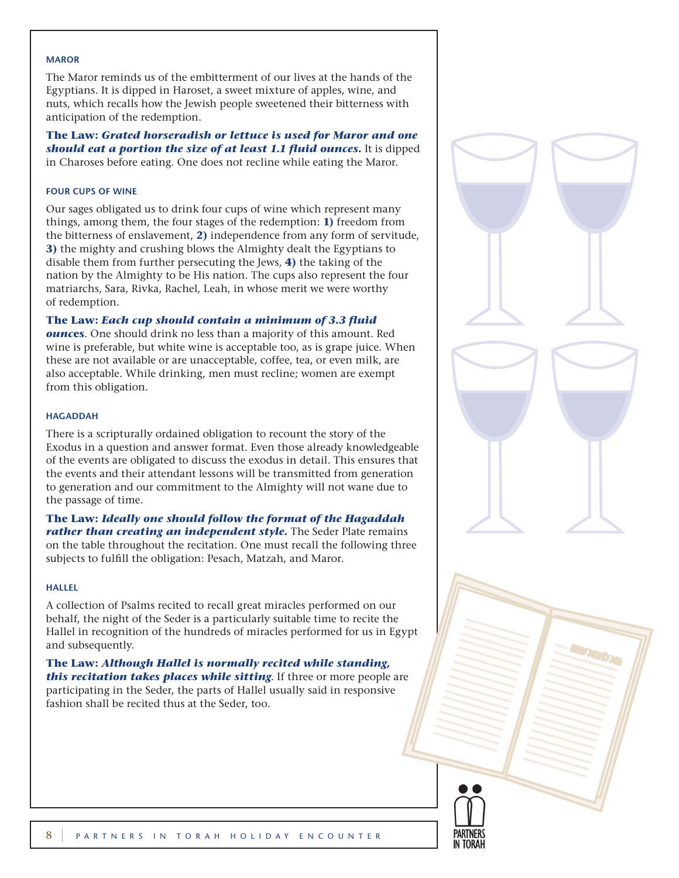### MAROR

The Maror reminds us of the embitterment of our lives at the hands of the Egyptians. It is dipped in Haroset, a sweet mixture of apples, wine, and nuts, which recalls how the Jewish people sweetened their bitterness with anticipation of the redemption.

**The Law: *Grated horseradish or lettuce is used for Maror and one should eat a portion the size of at least 1.1 fluid ounces.*** It is dipped in Charoses before eating. One does not recline while eating the Maror.

### FOUR CUPS OF WINE

Our sages obligated us to drink four cups of wine which represent many things, among them, the four stages of the redemption: **1)** freedom from the bitterness of enslavement, **2)** independence from any form of servitude, **3)** the mighty and crushing blows the Almighty dealt the Egyptians to disable them from further persecuting the Jews, **4)** the taking of the nation by the Almighty to be His nation. The cups also represent the four matriarchs, Sara, Rivka, Rachel, Leah, in whose merit we were worthy of redemption.

**The Law: *Each cup should contain a minimum of 3.3 fluid ounces***. One should drink no less than a majority of this amount. Red wine is preferable, but white wine is acceptable too, as is grape juice. When these are not available or are unacceptable, coffee, tea, or even milk, are also acceptable. While drinking, men must recline; women are exempt from this obligation.

### HAGADDAH

There is a scripturally ordained obligation to recount the story of the Exodus in a question and answer format. Even those already knowledgeable of the events are obligated to discuss the exodus in detail. This ensures that the events and their attendant lessons will be transmitted from generation to generation and our commitment to the Almighty will not wane due to the passage of time.

**The Law: *Ideally one should follow the format of the Hagaddah rather than creating an independent style.*** The Seder Plate remains on the table throughout the recitation. One must recall the following three subjects to fulfill the obligation: Pesach, Matzah, and Maror.

### HALLEL

A collection of Psalms recited to recall great miracles performed on our behalf, the night of the Seder is a particularly suitable time to recite the Hallel in recognition of the hundreds of miracles performed for us in Egypt and subsequently.

**The Law: *Although Hallel is normally recited while standing, this recitation takes places while sitting***. If three or more people are participating in the Seder, the parts of Hallel usually said in responsive fashion shall be recited thus at the Seder, too.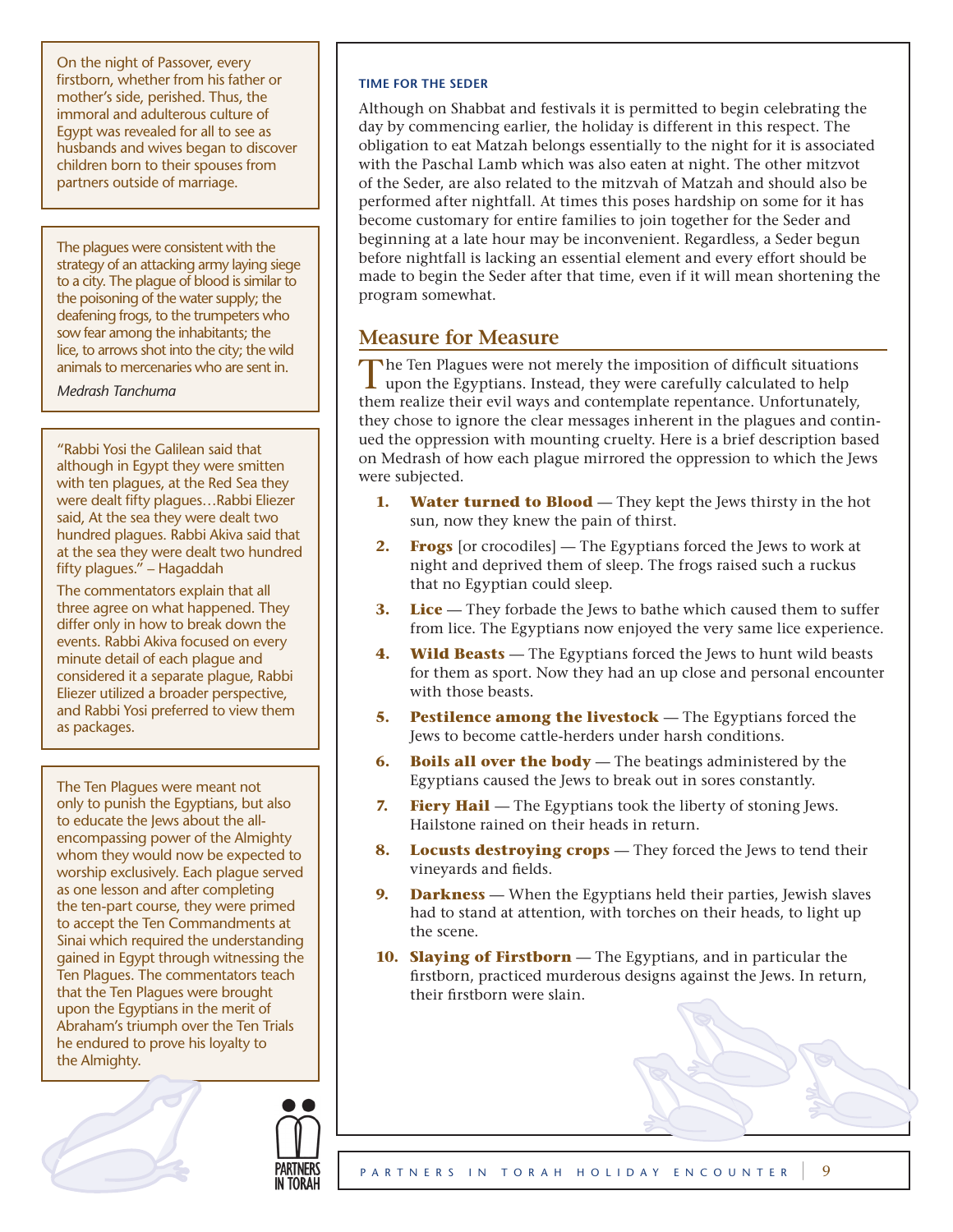On the night of Passover, every firstborn, whether from his father or mother's side, perished. Thus, the immoral and adulterous culture of Egypt was revealed for all to see as husbands and wives began to discover children born to their spouses from partners outside of marriage.

The plagues were consistent with the strategy of an attacking army laying siege to a city. The plague of blood is similar to the poisoning of the water supply; the deafening frogs, to the trumpeters who sow fear among the inhabitants; the lice, to arrows shot into the city; the wild animals to mercenaries who are sent in.

*Medrash Tanchuma*

"Rabbi Yosi the Galilean said that although in Egypt they were smitten with ten plagues, at the Red Sea they were dealt fifty plagues…Rabbi Eliezer said, At the sea they were dealt two hundred plagues. Rabbi Akiva said that at the sea they were dealt two hundred fifty plagues." – Hagaddah

The commentators explain that all three agree on what happened. They differ only in how to break down the events. Rabbi Akiva focused on every minute detail of each plague and considered it a separate plague, Rabbi Eliezer utilized a broader perspective, and Rabbi Yosi preferred to view them as packages.

The Ten Plagues were meant not only to punish the Egyptians, but also to educate the Jews about the all-encompassing power of the Almighty whom they would now be expected to worship exclusively. Each plague served as one lesson and after completing the ten-part course, they were primed to accept the Ten Commandments at Sinai which required the understanding gained in Egypt through witnessing the Ten Plagues. The commentators teach that the Ten Plagues were brought upon the Egyptians in the merit of Abraham's triumph over the Ten Trials he endured to prove his loyalty to the Almighty.

### TIME FOR THE SEDER

Although on Shabbat and festivals it is permitted to begin celebrating the day by commencing earlier, the holiday is different in this respect. The obligation to eat Matzah belongs essentially to the night for it is associated with the Paschal Lamb which was also eaten at night. The other mitzvot of the Seder, are also related to the mitzvah of Matzah and should also be performed after nightfall. At times this poses hardship on some for it has become customary for entire families to join together for the Seder and beginning at a late hour may be inconvenient. Regardless, a Seder begun before nightfall is lacking an essential element and every effort should be made to begin the Seder after that time, even if it will mean shortening the program somewhat.

## Measure for Measure

The Ten Plagues were not merely the imposition of difficult situations upon the Egyptians. Instead, they were carefully calculated to help them realize their evil ways and contemplate repentance. Unfortunately, they chose to ignore the clear messages inherent in the plagues and continued the oppression with mounting cruelty. Here is a brief description based on Medrash of how each plague mirrored the oppression to which the Jews were subjected.

1. **Water turned to Blood** — They kept the Jews thirsty in the hot sun, now they knew the pain of thirst.
2. **Frogs** [or crocodiles] — The Egyptians forced the Jews to work at night and deprived them of sleep. The frogs raised such a ruckus that no Egyptian could sleep.
3. **Lice** — They forbade the Jews to bathe which caused them to suffer from lice. The Egyptians now enjoyed the very same lice experience.
4. **Wild Beasts** — The Egyptians forced the Jews to hunt wild beasts for them as sport. Now they had an up close and personal encounter with those beasts.
5. **Pestilence among the livestock** — The Egyptians forced the Jews to become cattle-herders under harsh conditions.
6. **Boils all over the body** — The beatings administered by the Egyptians caused the Jews to break out in sores constantly.
7. **Fiery Hail** — The Egyptians took the liberty of stoning Jews. Hailstone rained on their heads in return.
8. **Locusts destroying crops** — They forced the Jews to tend their vineyards and fields.
9. **Darkness** — When the Egyptians held their parties, Jewish slaves had to stand at attention, with torches on their heads, to light up the scene.
10. **Slaying of Firstborn** — The Egyptians, and in particular the firstborn, practiced murderous designs against the Jews. In return, their firstborn were slain.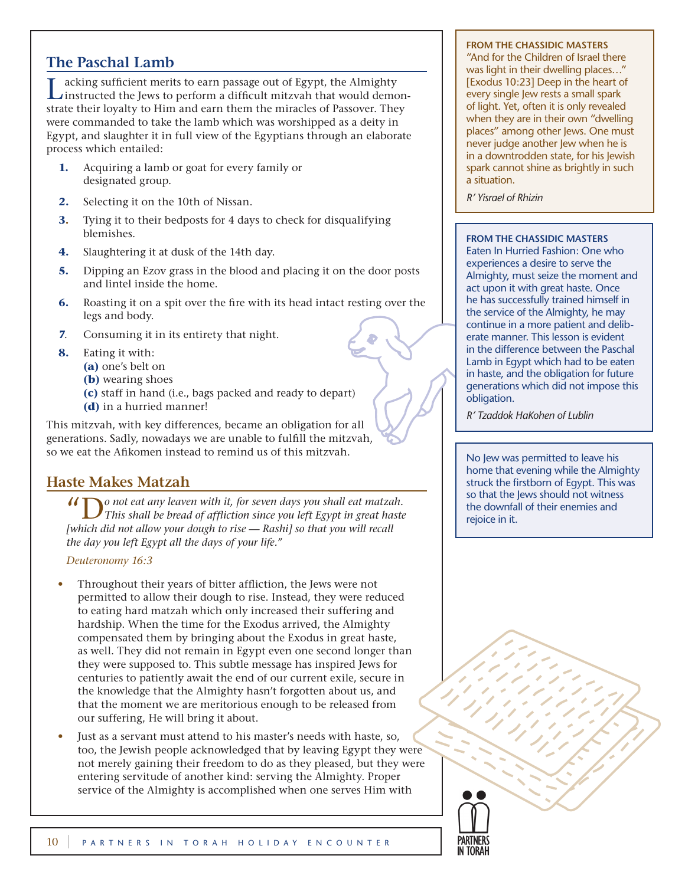## The Paschal Lamb

Lacking sufficient merits to earn passage out of Egypt, the Almighty instructed the Jews to perform a difficult mitzvah that would demonstrate their loyalty to Him and earn them the miracles of Passover. They were commanded to take the lamb which was worshipped as a deity in Egypt, and slaughter it in full view of the Egyptians through an elaborate process which entailed:

1. Acquiring a lamb or goat for every family or designated group.
2. Selecting it on the 10th of Nissan.
3. Tying it to their bedposts for 4 days to check for disqualifying blemishes.
4. Slaughtering it at dusk of the 14th day.
5. Dipping an Ezov grass in the blood and placing it on the door posts and lintel inside the home.
6. Roasting it on a spit over the fire with its head intact resting over the legs and body.
7. Consuming it in its entirety that night.
8. Eating it with:
   **(a)** one's belt on
   **(b)** wearing shoes
   **(c)** staff in hand (i.e., bags packed and ready to depart)
   **(d)** in a hurried manner!

This mitzvah, with key differences, became an obligation for all generations. Sadly, nowadays we are unable to fulfill the mitzvah, so we eat the Afikomen instead to remind us of this mitzvah.

## Haste Makes Matzah

*"Do not eat any leaven with it, for seven days you shall eat matzah. This shall be bread of affliction since you left Egypt in great haste [which did not allow your dough to rise — Rashi] so that you will recall the day you left Egypt all the days of your life."*

*Deuteronomy 16:3*

- Throughout their years of bitter affliction, the Jews were not permitted to allow their dough to rise. Instead, they were reduced to eating hard matzah which only increased their suffering and hardship. When the time for the Exodus arrived, the Almighty compensated them by bringing about the Exodus in great haste, as well. They did not remain in Egypt even one second longer than they were supposed to. This subtle message has inspired Jews for centuries to patiently await the end of our current exile, secure in the knowledge that the Almighty hasn't forgotten about us, and that the moment we are meritorious enough to be released from our suffering, He will bring it about.
- Just as a servant must attend to his master's needs with haste, so, too, the Jewish people acknowledged that by leaving Egypt they were not merely gaining their freedom to do as they pleased, but they were entering servitude of another kind: serving the Almighty. Proper service of the Almighty is accomplished when one serves Him with

**FROM THE CHASSIDIC MASTERS**

"And for the Children of Israel there was light in their dwelling places…" [Exodus 10:23] Deep in the heart of every single Jew rests a small spark of light. Yet, often it is only revealed when they are in their own "dwelling places" among other Jews. One must never judge another Jew when he is in a downtrodden state, for his Jewish spark cannot shine as brightly in such a situation.

*R' Yisrael of Rhizin*

**FROM THE CHASSIDIC MASTERS**

Eaten In Hurried Fashion: One who experiences a desire to serve the Almighty, must seize the moment and act upon it with great haste. Once he has successfully trained himself in the service of the Almighty, he may continue in a more patient and deliberate manner. This lesson is evident in the difference between the Paschal Lamb in Egypt which had to be eaten in haste, and the obligation for future generations which did not impose this obligation.

*R' Tzaddok HaKohen of Lublin*

No Jew was permitted to leave his home that evening while the Almighty struck the firstborn of Egypt. This was so that the Jews should not witness the downfall of their enemies and rejoice in it.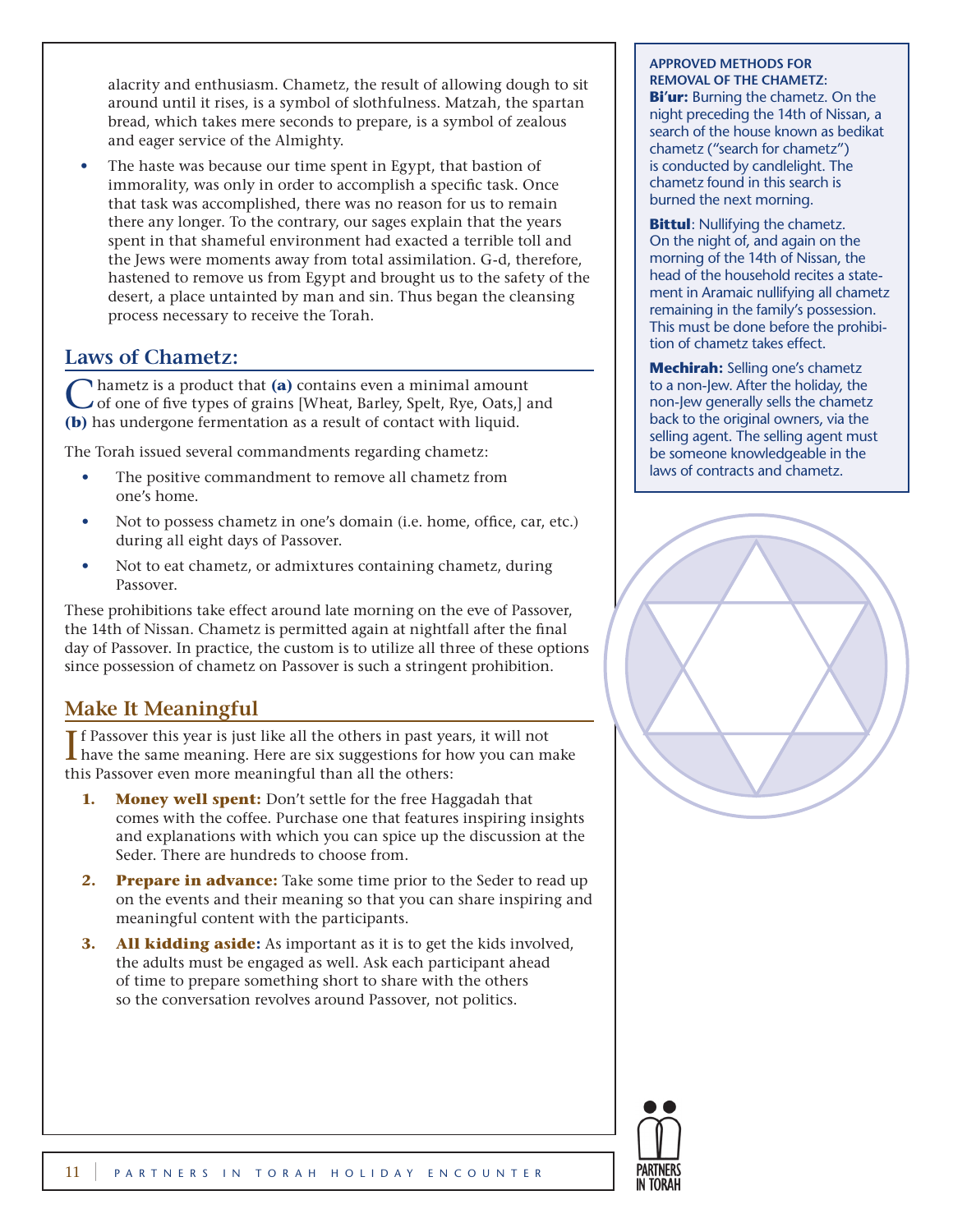alacrity and enthusiasm. Chametz, the result of allowing dough to sit around until it rises, is a symbol of slothfulness. Matzah, the spartan bread, which takes mere seconds to prepare, is a symbol of zealous and eager service of the Almighty.

- The haste was because our time spent in Egypt, that bastion of immorality, was only in order to accomplish a specific task. Once that task was accomplished, there was no reason for us to remain there any longer. To the contrary, our sages explain that the years spent in that shameful environment had exacted a terrible toll and the Jews were moments away from total assimilation. G-d, therefore, hastened to remove us from Egypt and brought us to the safety of the desert, a place untainted by man and sin. Thus began the cleansing process necessary to receive the Torah.

## Laws of Chametz:

Chametz is a product that **(a)** contains even a minimal amount of one of five types of grains [Wheat, Barley, Spelt, Rye, Oats,] and **(b)** has undergone fermentation as a result of contact with liquid.

The Torah issued several commandments regarding chametz:

- The positive commandment to remove all chametz from one's home.
- Not to possess chametz in one's domain (i.e. home, office, car, etc.) during all eight days of Passover.
- Not to eat chametz, or admixtures containing chametz, during Passover.

These prohibitions take effect around late morning on the eve of Passover, the 14th of Nissan. Chametz is permitted again at nightfall after the final day of Passover. In practice, the custom is to utilize all three of these options since possession of chametz on Passover is such a stringent prohibition.

**APPROVED METHODS FOR REMOVAL OF THE CHAMETZ:**

**Bi'ur:** Burning the chametz. On the night preceding the 14th of Nissan, a search of the house known as bedikat chametz ("search for chametz") is conducted by candlelight. The chametz found in this search is burned the next morning.

**Bittul**: Nullifying the chametz. On the night of, and again on the morning of the 14th of Nissan, the head of the household recites a statement in Aramaic nullifying all chametz remaining in the family's possession. This must be done before the prohibition of chametz takes effect.

**Mechirah:** Selling one's chametz to a non-Jew. After the holiday, the non-Jew generally sells the chametz back to the original owners, via the selling agent. The selling agent must be someone knowledgeable in the laws of contracts and chametz.

## Make It Meaningful

If Passover this year is just like all the others in past years, it will not have the same meaning. Here are six suggestions for how you can make this Passover even more meaningful than all the others:

1. **Money well spent:** Don't settle for the free Haggadah that comes with the coffee. Purchase one that features inspiring insights and explanations with which you can spice up the discussion at the Seder. There are hundreds to choose from.
2. **Prepare in advance:** Take some time prior to the Seder to read up on the events and their meaning so that you can share inspiring and meaningful content with the participants.
3. **All kidding aside:** As important as it is to get the kids involved, the adults must be engaged as well. Ask each participant ahead of time to prepare something short to share with the others so the conversation revolves around Passover, not politics.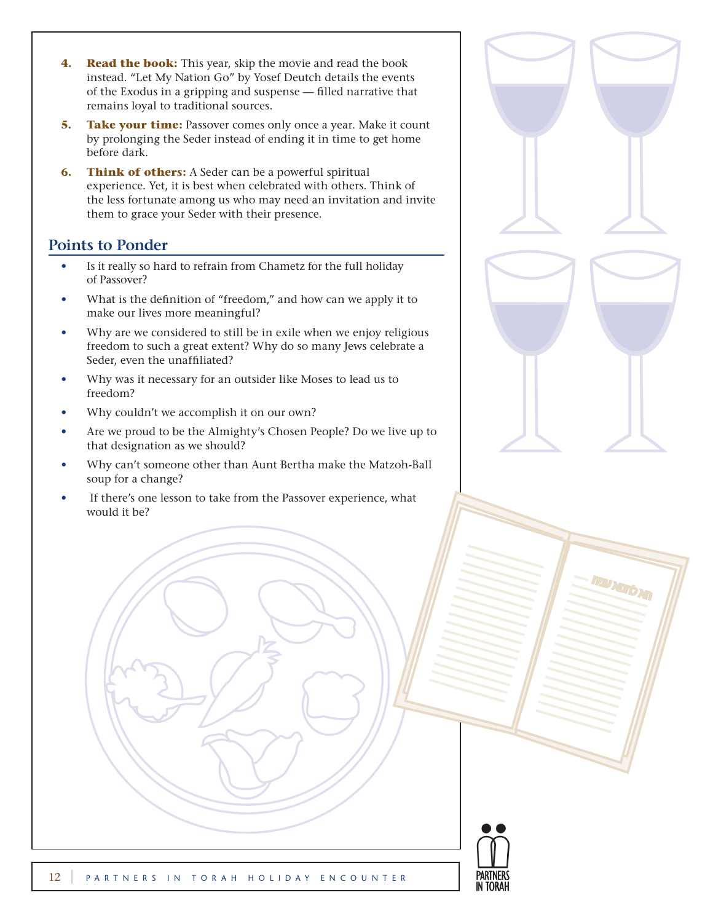4. **Read the book:** This year, skip the movie and read the book instead. "Let My Nation Go" by Yosef Deutch details the events of the Exodus in a gripping and suspense — filled narrative that remains loyal to traditional sources.
5. **Take your time:** Passover comes only once a year. Make it count by prolonging the Seder instead of ending it in time to get home before dark.
6. **Think of others:** A Seder can be a powerful spiritual experience. Yet, it is best when celebrated with others. Think of the less fortunate among us who may need an invitation and invite them to grace your Seder with their presence.

## Points to Ponder

- Is it really so hard to refrain from Chametz for the full holiday of Passover?
- What is the definition of "freedom," and how can we apply it to make our lives more meaningful?
- Why are we considered to still be in exile when we enjoy religious freedom to such a great extent? Why do so many Jews celebrate a Seder, even the unaffiliated?
- Why was it necessary for an outsider like Moses to lead us to freedom?
- Why couldn't we accomplish it on our own?
- Are we proud to be the Almighty's Chosen People? Do we live up to that designation as we should?
- Why can't someone other than Aunt Bertha make the Matzoh-Ball soup for a change?
- If there's one lesson to take from the Passover experience, what would it be?